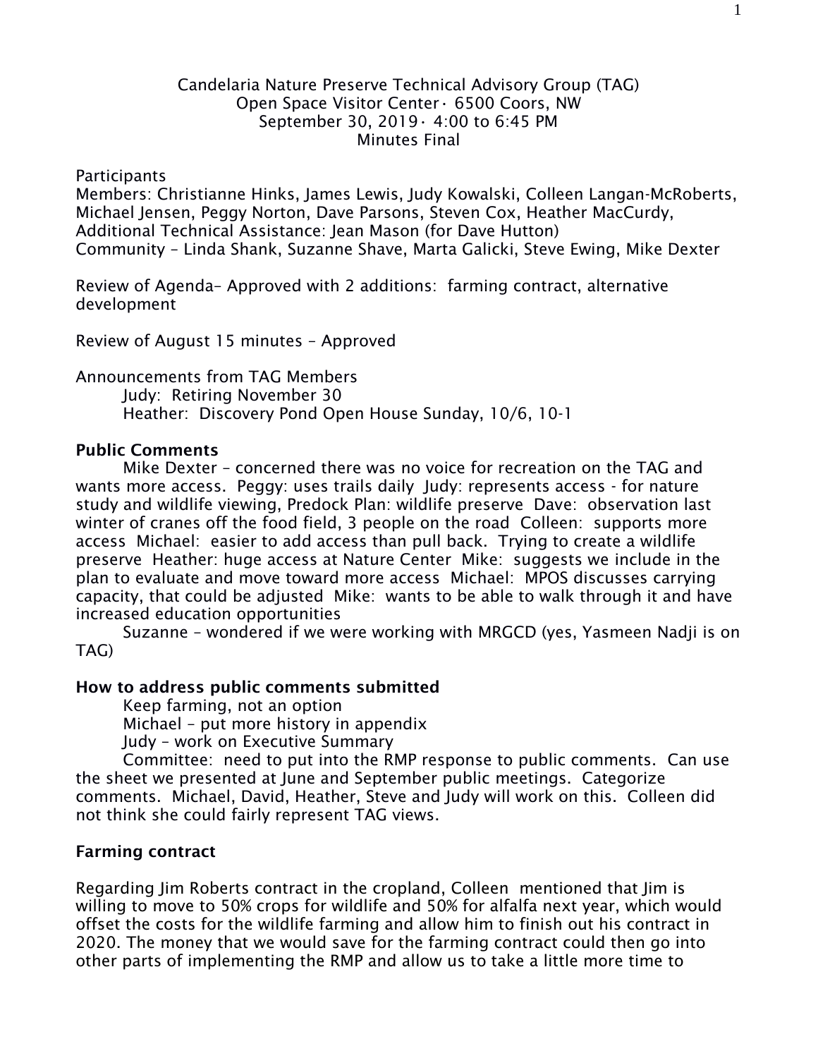Candelaria Nature Preserve Technical Advisory Group (TAG)
Open Space Visitor Center · 6500 Coors, NW
September 30, 2019 · 4:00 to 6:45 PM
Minutes Final

Participants
Members: Christianne Hinks, James Lewis, Judy Kowalski, Colleen Langan-McRoberts, Michael Jensen, Peggy Norton, Dave Parsons, Steven Cox, Heather MacCurdy,
Additional Technical Assistance: Jean Mason (for Dave Hutton)
Community – Linda Shank, Suzanne Shave, Marta Galicki, Steve Ewing, Mike Dexter

Review of Agenda– Approved with 2 additions: farming contract, alternative development

Review of August 15 minutes – Approved

Announcements from TAG Members
Judy: Retiring November 30
Heather: Discovery Pond Open House Sunday, 10/6, 10-1

**Public Comments**

Mike Dexter – concerned there was no voice for recreation on the TAG and wants more access. Peggy: uses trails daily Judy: represents access - for nature study and wildlife viewing, Predock Plan: wildlife preserve Dave: observation last winter of cranes off the food field, 3 people on the road Colleen: supports more access Michael: easier to add access than pull back. Trying to create a wildlife preserve Heather: huge access at Nature Center Mike: suggests we include in the plan to evaluate and move toward more access Michael: MPOS discusses carrying capacity, that could be adjusted Mike: wants to be able to walk through it and have increased education opportunities

Suzanne – wondered if we were working with MRGCD (yes, Yasmeen Nadji is on TAG)

**How to address public comments submitted**

Keep farming, not an option
Michael – put more history in appendix
Judy – work on Executive Summary
Committee: need to put into the RMP response to public comments. Can use the sheet we presented at June and September public meetings. Categorize comments. Michael, David, Heather, Steve and Judy will work on this. Colleen did not think she could fairly represent TAG views.

**Farming contract**

Regarding Jim Roberts contract in the cropland, Colleen mentioned that Jim is willing to move to 50% crops for wildlife and 50% for alfalfa next year, which would offset the costs for the wildlife farming and allow him to finish out his contract in 2020. The money that we would save for the farming contract could then go into other parts of implementing the RMP and allow us to take a little more time to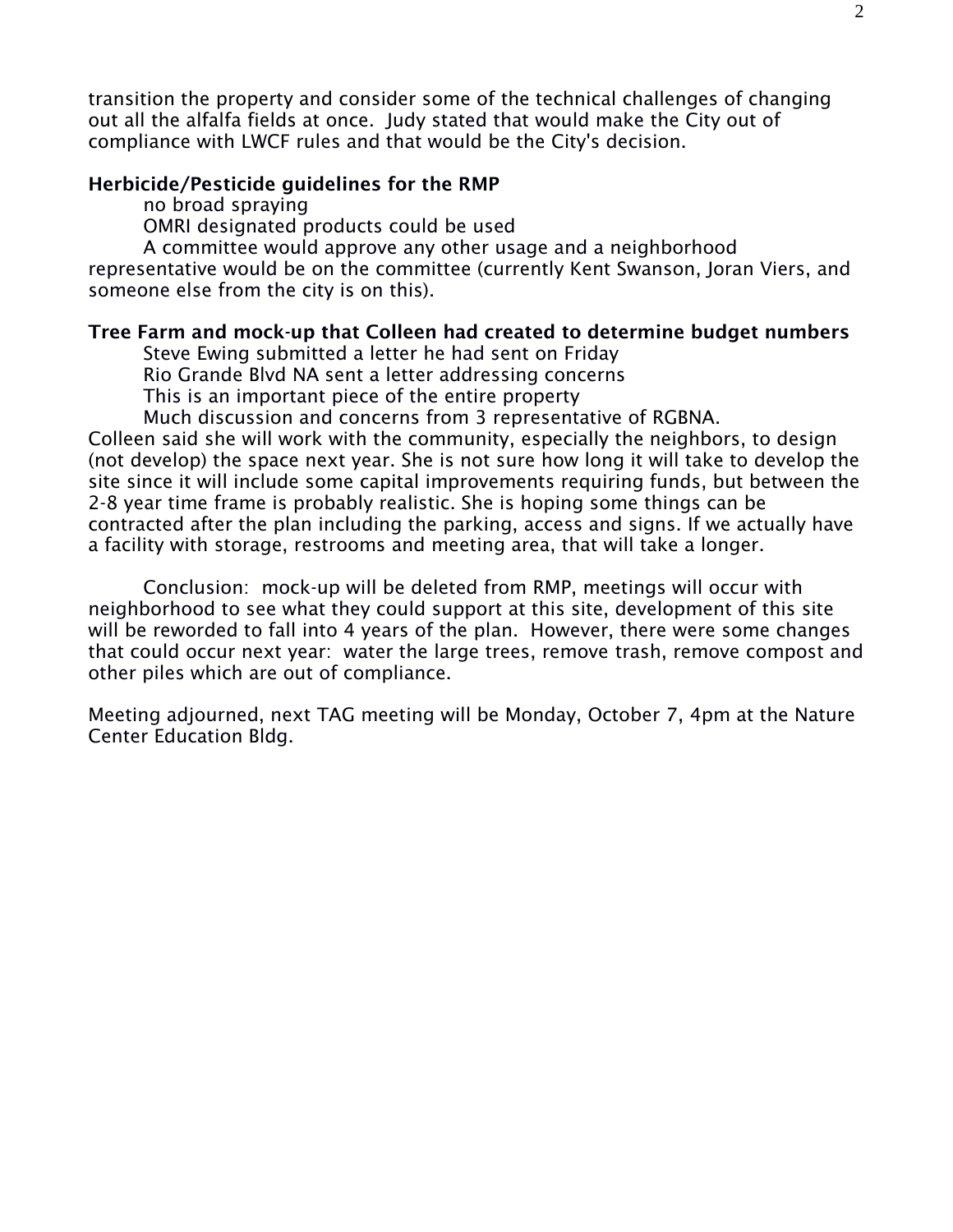transition the property and consider some of the technical challenges of changing out all the alfalfa fields at once. Judy stated that would make the City out of compliance with LWCF rules and that would be the City's decision.

**Herbicide/Pesticide guidelines for the RMP**

no broad spraying

OMRI designated products could be used

A committee would approve any other usage and a neighborhood representative would be on the committee (currently Kent Swanson, Joran Viers, and someone else from the city is on this).

**Tree Farm and mock-up that Colleen had created to determine budget numbers**

Steve Ewing submitted a letter he had sent on Friday

Rio Grande Blvd NA sent a letter addressing concerns

This is an important piece of the entire property

Much discussion and concerns from 3 representative of RGBNA.

Colleen said she will work with the community, especially the neighbors, to design (not develop) the space next year. She is not sure how long it will take to develop the site since it will include some capital improvements requiring funds, but between the 2-8 year time frame is probably realistic. She is hoping some things can be contracted after the plan including the parking, access and signs. If we actually have a facility with storage, restrooms and meeting area, that will take a longer.

Conclusion: mock-up will be deleted from RMP, meetings will occur with neighborhood to see what they could support at this site, development of this site will be reworded to fall into 4 years of the plan. However, there were some changes that could occur next year: water the large trees, remove trash, remove compost and other piles which are out of compliance.

Meeting adjourned, next TAG meeting will be Monday, October 7, 4pm at the Nature Center Education Bldg.